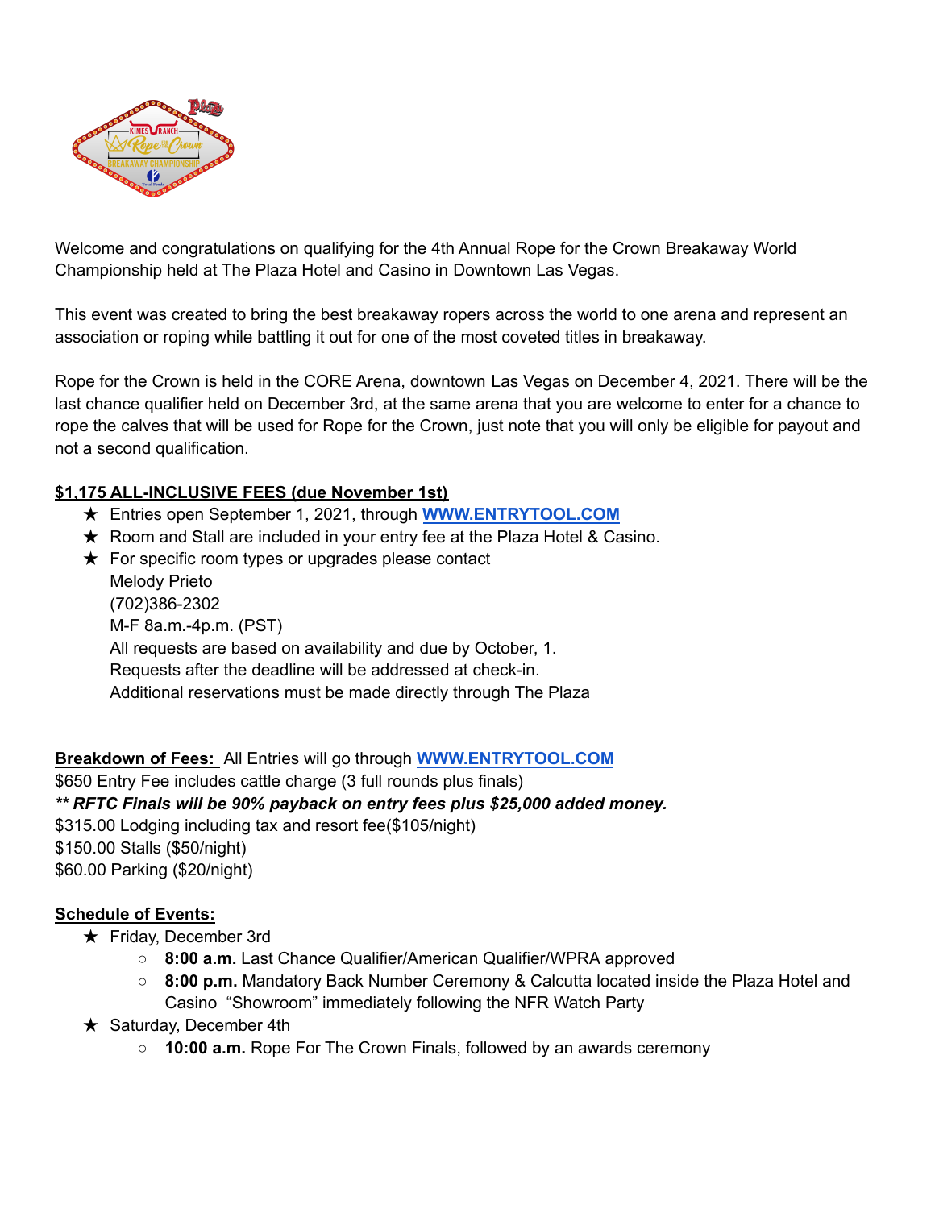Welcome and congratulations on qualifying for the 4th Annual Rope for the Crown Breakaway World Championship held at The Plaza Hotel and Casino in Downtown Las Vegas.

This event was created to bring the best breakaway ropers across the world to one arena and represent an association or roping while battling it out for one of the most coveted titles in breakaway.

Rope for the Crown is held in the CORE Arena, downtown Las Vegas on December 4, 2021. There will be the last chance qualifier held on December 3rd, at the same arena that you are welcome to enter for a chance to rope the calves that will be used for Rope for the Crown, just note that you will only be eligible for payout and not a second qualification.

**$1,175 ALL-INCLUSIVE FEES (due November 1st)**

★ Entries open September 1, 2021, through **WWW.ENTRYTOOL.COM**

★ Room and Stall are included in your entry fee at the Plaza Hotel & Casino.

★ For specific room types or upgrades please contact
  Melody Prieto
  (702)386-2302
  M-F 8a.m.-4p.m. (PST)
  All requests are based on availability and due by October, 1.
  Requests after the deadline will be addressed at check-in.
  Additional reservations must be made directly through The Plaza

**Breakdown of Fees:** All Entries will go through **WWW.ENTRYTOOL.COM**

$650 Entry Fee includes cattle charge (3 full rounds plus finals)

***\*\* RFTC Finals will be 90% payback on entry fees plus $25,000 added money.***

$315.00 Lodging including tax and resort fee($105/night)

$150.00 Stalls ($50/night)

$60.00 Parking ($20/night)

**Schedule of Events:**

★ Friday, December 3rd
  - **8:00 a.m.** Last Chance Qualifier/American Qualifier/WPRA approved
  - **8:00 p.m.** Mandatory Back Number Ceremony & Calcutta located inside the Plaza Hotel and Casino "Showroom" immediately following the NFR Watch Party

★ Saturday, December 4th
  - **10:00 a.m.** Rope For The Crown Finals, followed by an awards ceremony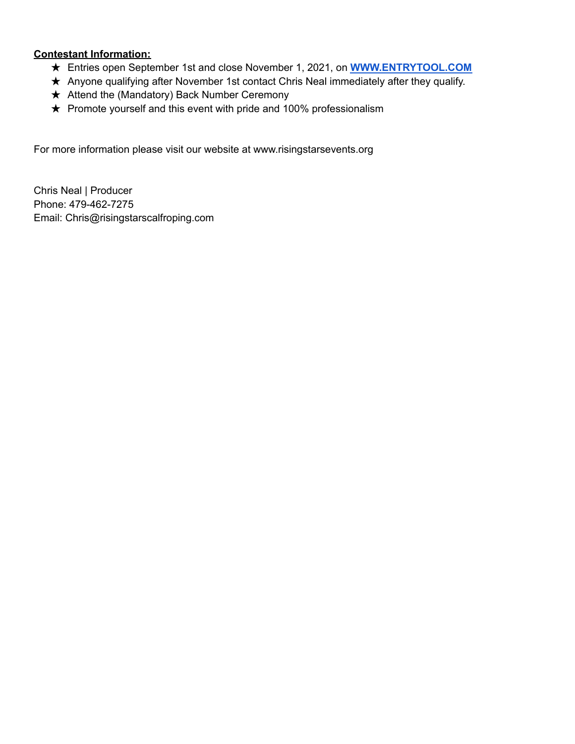**Contestant Information:**

- ★ Entries open September 1st and close November 1, 2021, on **WWW.ENTRYTOOL.COM**
- ★ Anyone qualifying after November 1st contact Chris Neal immediately after they qualify.
- ★ Attend the (Mandatory) Back Number Ceremony
- ★ Promote yourself and this event with pride and 100% professionalism

For more information please visit our website at www.risingstarsevents.org

Chris Neal | Producer
Phone: 479-462-7275
Email: Chris@risingstarscalfroping.com